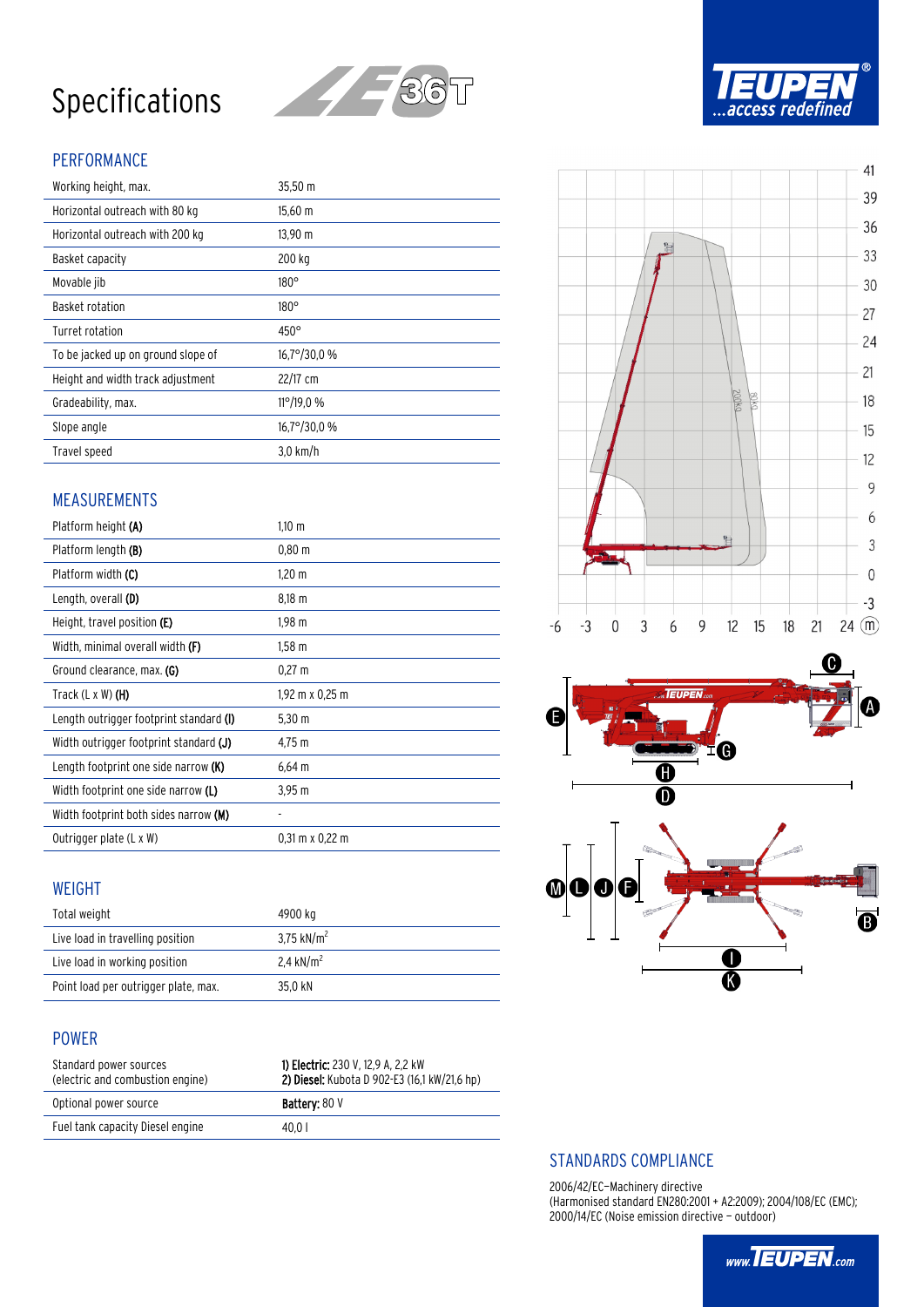# Specifications

LE 36T

TEUPEN ...access redefined

## PERFORMANCE

| | |
|---|---|
| Working height, max. | 35,50 m |
| Horizontal outreach with 80 kg | 15,60 m |
| Horizontal outreach with 200 kg | 13,90 m |
| Basket capacity | 200 kg |
| Movable jib | 180° |
| Basket rotation | 180° |
| Turret rotation | 450° |
| To be jacked up on ground slope of | 16,7°/30,0 % |
| Height and width track adjustment | 22/17 cm |
| Gradeability, max. | 11°/19,0 % |
| Slope angle | 16,7°/30,0 % |
| Travel speed | 3,0 km/h |

## MEASUREMENTS

| | |
|---|---|
| Platform height **(A)** | 1,10 m |
| Platform length **(B)** | 0,80 m |
| Platform width **(C)** | 1,20 m |
| Length, overall **(D)** | 8,18 m |
| Height, travel position **(E)** | 1,98 m |
| Width, minimal overall width **(F)** | 1,58 m |
| Ground clearance, max. **(G)** | 0,27 m |
| Track (L x W) **(H)** | 1,92 m x 0,25 m |
| Length outrigger footprint standard **(I)** | 5,30 m |
| Width outrigger footprint standard **(J)** | 4,75 m |
| Length footprint one side narrow **(K)** | 6,64 m |
| Width footprint one side narrow **(L)** | 3,95 m |
| Width footprint both sides narrow **(M)** | - |
| Outrigger plate (L x W) | 0,31 m x 0,22 m |

## WEIGHT

| | |
|---|---|
| Total weight | 4900 kg |
| Live load in travelling position | 3,75 kN/m² |
| Live load in working position | 2,4 kN/m² |
| Point load per outrigger plate, max. | 35,0 kN |

## POWER

| | |
|---|---|
| Standard power sources (electric and combustion engine) | **1) Electric:** 230 V, 12,9 A, 2,2 kW<br>**2) Diesel:** Kubota D 902-E3 (16,1 kW/21,6 hp) |
| Optional power source | **Battery:** 80 V |
| Fuel tank capacity Diesel engine | 40,0 l |

## STANDARDS COMPLIANCE

2006/42/EC–Machinery directive
(Harmonised standard EN280:2001 + A2:2009); 2004/108/EC (EMC);
2000/14/EC (Noise emission directive – outdoor)

www.TEUPEN.com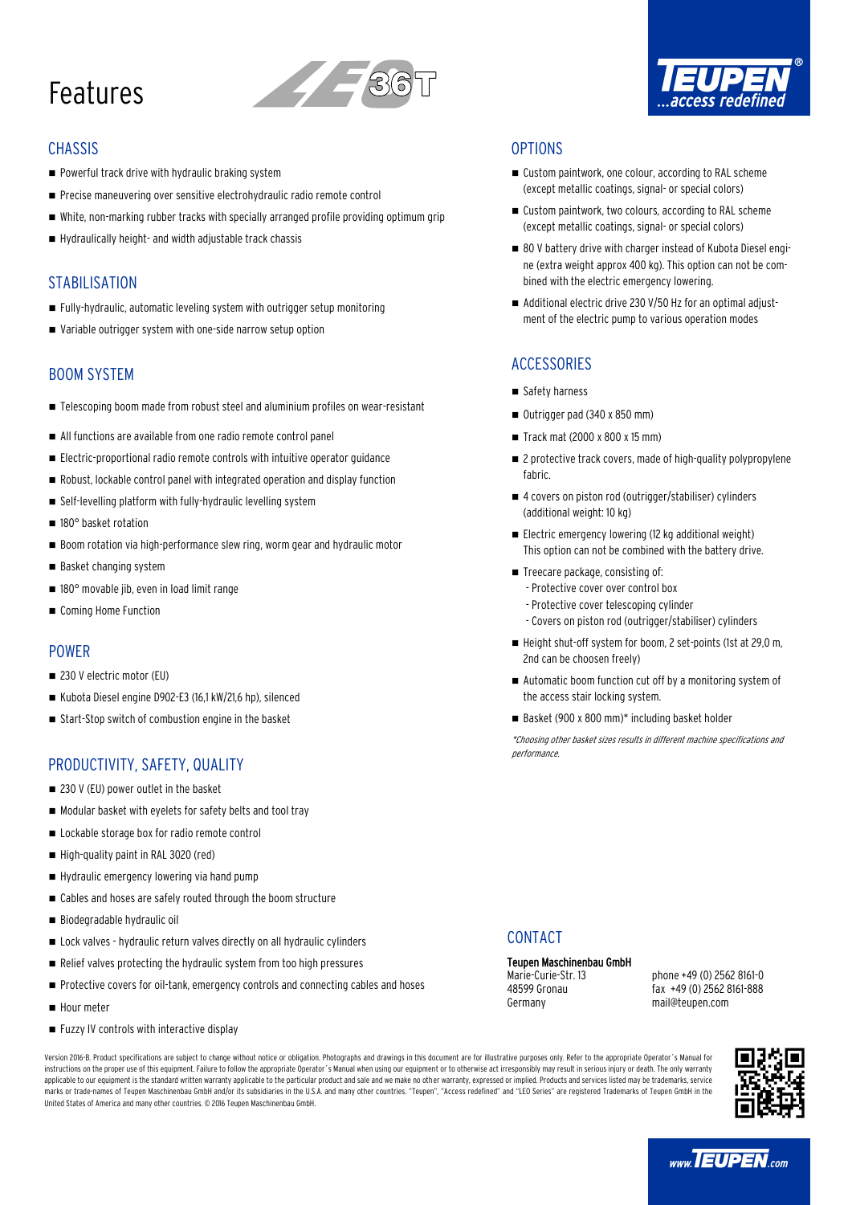# Features

LEO 36T

TEUPEN ...access redefined

## CHASSIS

- Powerful track drive with hydraulic braking system
- Precise maneuvering over sensitive electrohydraulic radio remote control
- White, non-marking rubber tracks with specially arranged profile providing optimum grip
- Hydraulically height- and width adjustable track chassis

## STABILISATION

- Fully-hydraulic, automatic leveling system with outrigger setup monitoring
- Variable outrigger system with one-side narrow setup option

## BOOM SYSTEM

- Telescoping boom made from robust steel and aluminium profiles on wear-resistant
- All functions are available from one radio remote control panel
- Electric-proportional radio remote controls with intuitive operator guidance
- Robust, lockable control panel with integrated operation and display function
- Self-levelling platform with fully-hydraulic levelling system
- 180° basket rotation
- Boom rotation via high-performance slew ring, worm gear and hydraulic motor
- Basket changing system
- 180° movable jib, even in load limit range
- Coming Home Function

## POWER

- 230 V electric motor (EU)
- Kubota Diesel engine D902-E3 (16,1 kW/21,6 hp), silenced
- Start-Stop switch of combustion engine in the basket

## PRODUCTIVITY, SAFETY, QUALITY

- 230 V (EU) power outlet in the basket
- Modular basket with eyelets for safety belts and tool tray
- Lockable storage box for radio remote control
- High-quality paint in RAL 3020 (red)
- Hydraulic emergency lowering via hand pump
- Cables and hoses are safely routed through the boom structure
- Biodegradable hydraulic oil
- Lock valves - hydraulic return valves directly on all hydraulic cylinders
- Relief valves protecting the hydraulic system from too high pressures
- Protective covers for oil-tank, emergency controls and connecting cables and hoses
- Hour meter
- Fuzzy IV controls with interactive display

## OPTIONS

- Custom paintwork, one colour, according to RAL scheme (except metallic coatings, signal- or special colors)
- Custom paintwork, two colours, according to RAL scheme (except metallic coatings, signal- or special colors)
- 80 V battery drive with charger instead of Kubota Diesel engine (extra weight approx 400 kg). This option can not be combined with the electric emergency lowering.
- Additional electric drive 230 V/50 Hz for an optimal adjustment of the electric pump to various operation modes

## ACCESSORIES

- Safety harness
- Outrigger pad (340 x 850 mm)
- Track mat (2000 x 800 x 15 mm)
- 2 protective track covers, made of high-quality polypropylene fabric.
- 4 covers on piston rod (outrigger/stabiliser) cylinders (additional weight: 10 kg)
- Electric emergency lowering (12 kg additional weight) This option can not be combined with the battery drive.
- Treecare package, consisting of:
  - Protective cover over control box
  - Protective cover telescoping cylinder
  - Covers on piston rod (outrigger/stabiliser) cylinders
- Height shut-off system for boom, 2 set-points (1st at 29,0 m, 2nd can be choosen freely)
- Automatic boom function cut off by a monitoring system of the access stair locking system.
- Basket (900 x 800 mm)* including basket holder

*\*Choosing other basket sizes results in different machine specifications and performance.*

## CONTACT

**Teupen Maschinenbau GmbH**
Marie-Curie-Str. 13
48599 Gronau
Germany

phone +49 (0) 2562 8161-0
fax +49 (0) 2562 8161-888
mail@teupen.com

Version 2016-B. Product specifications are subject to change without notice or obligation. Photographs and drawings in this document are for illustrative purposes only. Refer to the appropriate Operator´s Manual for instructions on the proper use of this equipment. Failure to follow the appropriate Operator´s Manual when using our equipment or to otherwise act irresponsibly may result in serious injury or death. The only warranty applicable to our equipment is the standard written warranty applicable to the particular product and sale and we make no other warranty, expressed or implied. Products and services listed may be trademarks, service marks or trade-names of Teupen Maschinenbau GmbH and/or its subsidiaries in the U.S.A. and many other countries. "Teupen", "Access redefined" and "LEO Series" are registered Trademarks of Teupen GmbH in the United States of America and many other countries. © 2016 Teupen Maschinenbau GmbH.

www.TEUPEN.com